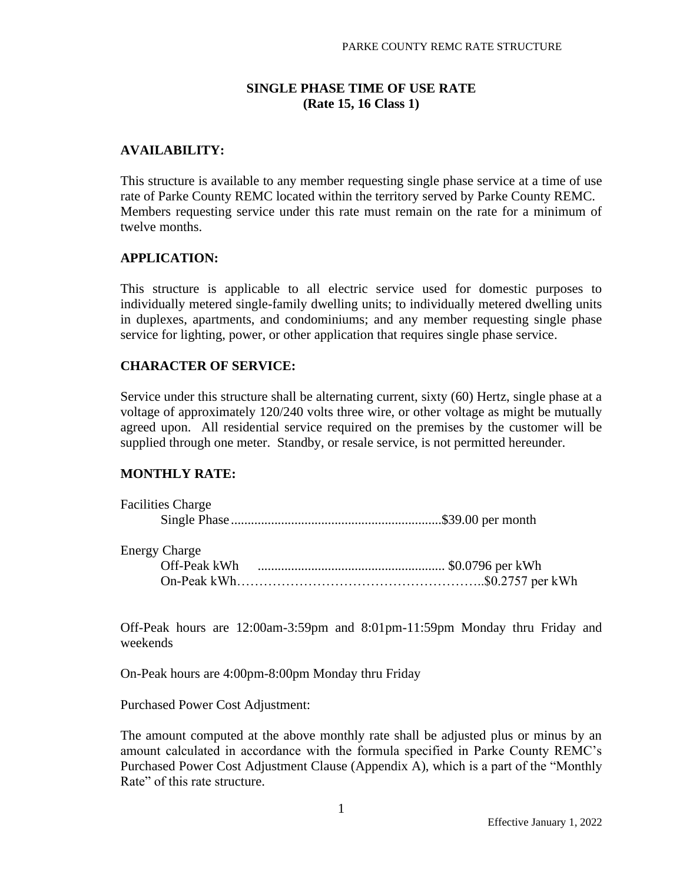# SINGLE PHASE TIME OF USE RATE
## (Rate 15, 16 Class 1)

### AVAILABILITY:

This structure is available to any member requesting single phase service at a time of use rate of Parke County REMC located within the territory served by Parke County REMC. Members requesting service under this rate must remain on the rate for a minimum of twelve months.

### APPLICATION:

This structure is applicable to all electric service used for domestic purposes to individually metered single-family dwelling units; to individually metered dwelling units in duplexes, apartments, and condominiums; and any member requesting single phase service for lighting, power, or other application that requires single phase service.

### CHARACTER OF SERVICE:

Service under this structure shall be alternating current, sixty (60) Hertz, single phase at a voltage of approximately 120/240 volts three wire, or other voltage as might be mutually agreed upon. All residential service required on the premises by the customer will be supplied through one meter. Standby, or resale service, is not permitted hereunder.

### MONTHLY RATE:

Facilities Charge
- Single Phase ............................................................... $39.00 per month

Energy Charge
- Off-Peak kWh ........................................................ $0.0796 per kWh
- On-Peak kWh……………………………………………….. $0.2757 per kWh

Off-Peak hours are 12:00am-3:59pm and 8:01pm-11:59pm Monday thru Friday and weekends

On-Peak hours are 4:00pm-8:00pm Monday thru Friday

Purchased Power Cost Adjustment:

The amount computed at the above monthly rate shall be adjusted plus or minus by an amount calculated in accordance with the formula specified in Parke County REMC's Purchased Power Cost Adjustment Clause (Appendix A), which is a part of the "Monthly Rate" of this rate structure.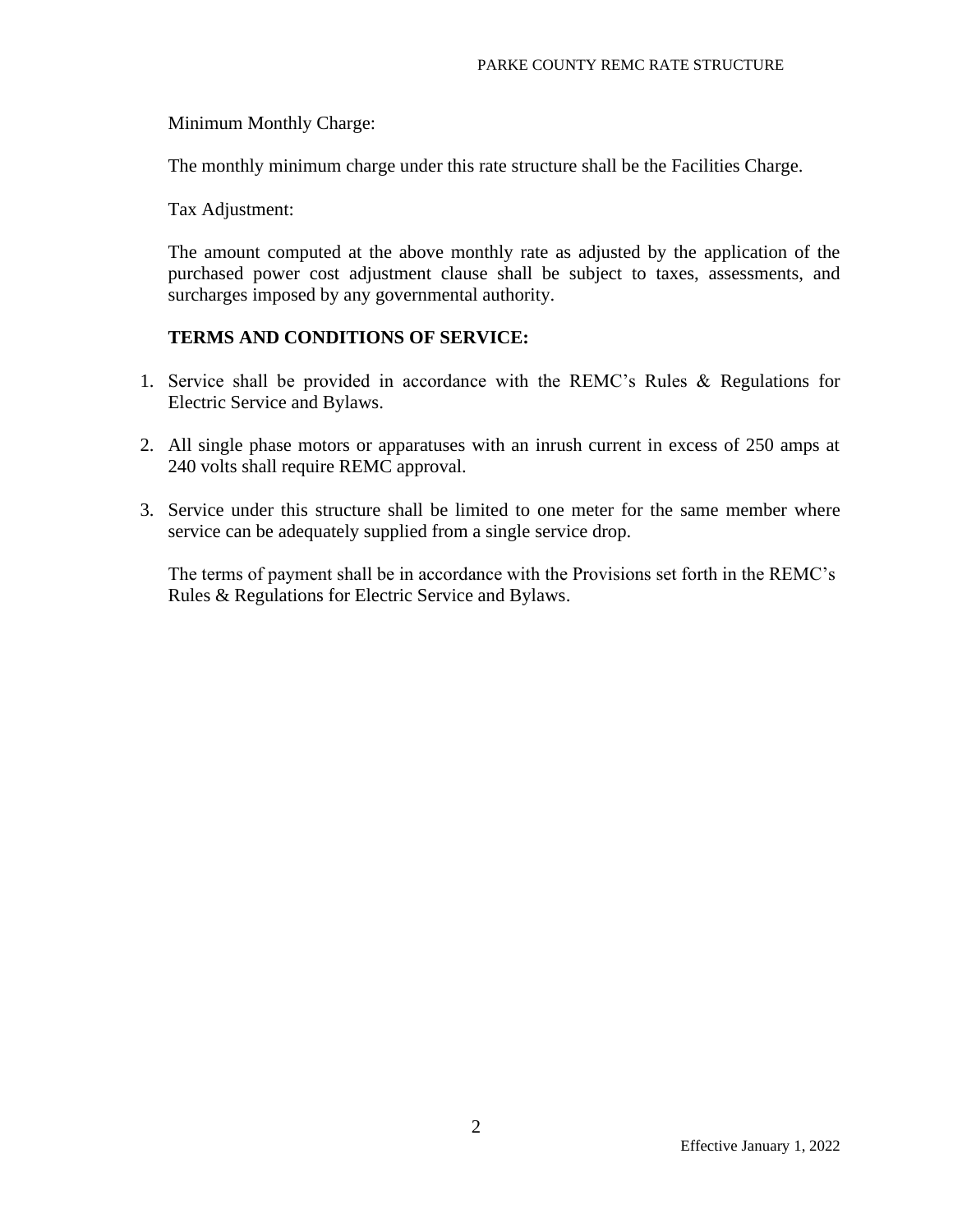Minimum Monthly Charge:

The monthly minimum charge under this rate structure shall be the Facilities Charge.

Tax Adjustment:

The amount computed at the above monthly rate as adjusted by the application of the purchased power cost adjustment clause shall be subject to taxes, assessments, and surcharges imposed by any governmental authority.

**TERMS AND CONDITIONS OF SERVICE:**

1. Service shall be provided in accordance with the REMC's Rules & Regulations for Electric Service and Bylaws.
2. All single phase motors or apparatuses with an inrush current in excess of 250 amps at 240 volts shall require REMC approval.
3. Service under this structure shall be limited to one meter for the same member where service can be adequately supplied from a single service drop.

The terms of payment shall be in accordance with the Provisions set forth in the REMC's Rules & Regulations for Electric Service and Bylaws.

Effective January 1, 2022